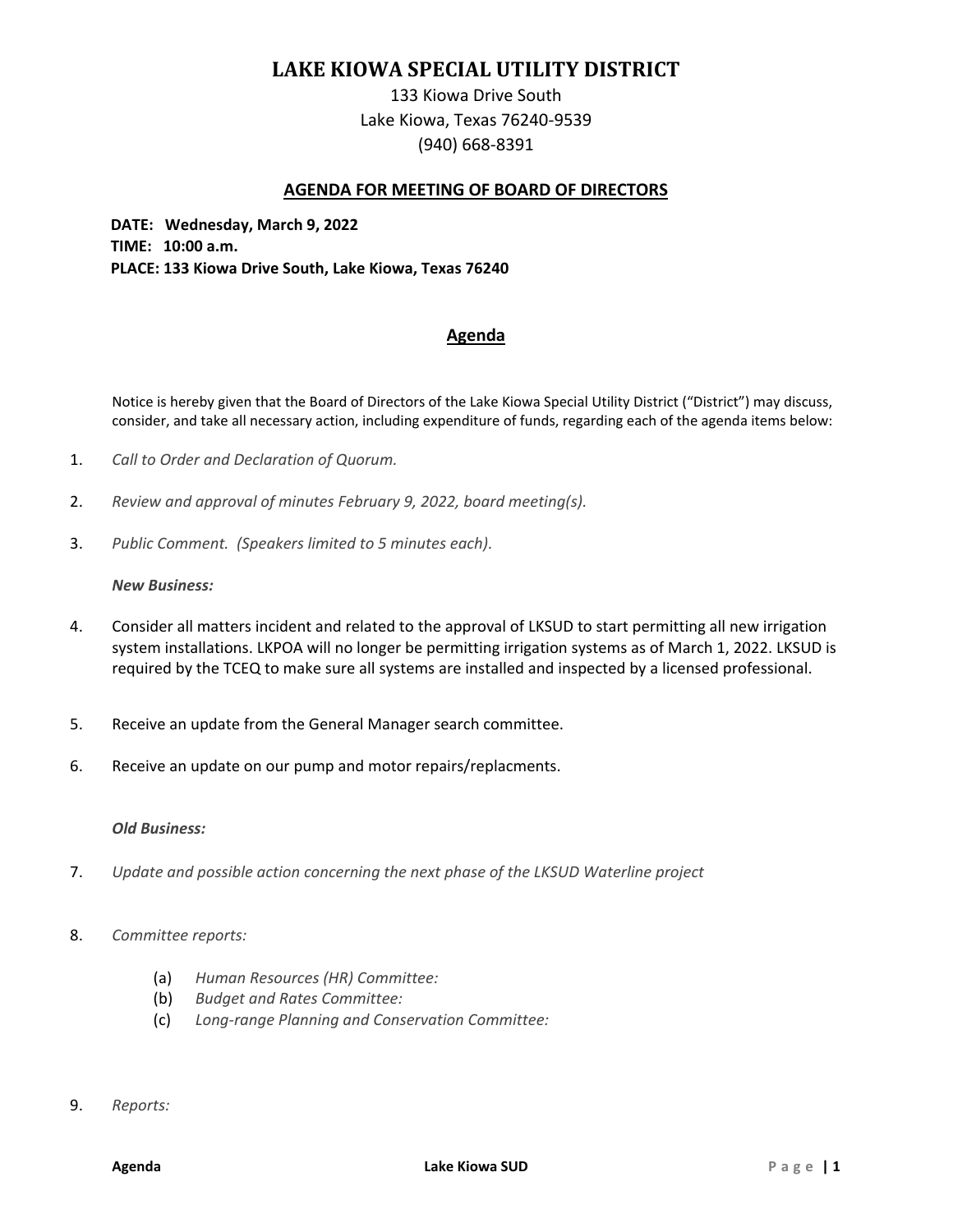# LAKE KIOWA SPECIAL UTILITY DISTRICT

133 Kiowa Drive South
Lake Kiowa, Texas 76240-9539
(940) 668-8391

## AGENDA FOR MEETING OF BOARD OF DIRECTORS

**DATE: Wednesday, March 9, 2022**
**TIME: 10:00 a.m.**
**PLACE: 133 Kiowa Drive South, Lake Kiowa, Texas 76240**

## Agenda

Notice is hereby given that the Board of Directors of the Lake Kiowa Special Utility District ("District") may discuss, consider, and take all necessary action, including expenditure of funds, regarding each of the agenda items below:

1. *Call to Order and Declaration of Quorum.*

2. *Review and approval of minutes February 9, 2022, board meeting(s).*

3. *Public Comment. (Speakers limited to 5 minutes each).*

   ***New Business:***

4. Consider all matters incident and related to the approval of LKSUD to start permitting all new irrigation system installations. LKPOA will no longer be permitting irrigation systems as of March 1, 2022. LKSUD is required by the TCEQ to make sure all systems are installed and inspected by a licensed professional.

5. Receive an update from the General Manager search committee.

6. Receive an update on our pump and motor repairs/replacments.

   ***Old Business:***

7. *Update and possible action concerning the next phase of the LKSUD Waterline project*

8. *Committee reports:*

   (a) *Human Resources (HR) Committee:*
   (b) *Budget and Rates Committee:*
   (c) *Long-range Planning and Conservation Committee:*

9. *Reports:*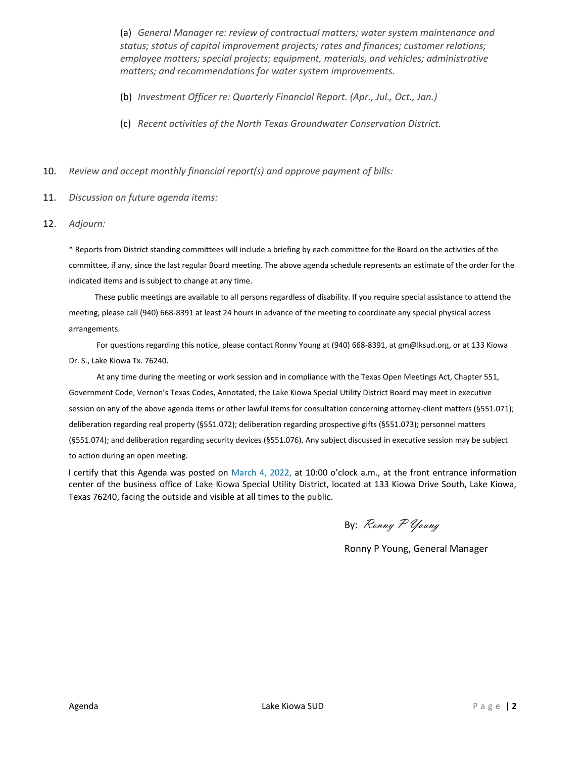(a) *General Manager re: review of contractual matters; water system maintenance and status; status of capital improvement projects; rates and finances; customer relations; employee matters; special projects; equipment, materials, and vehicles; administrative matters; and recommendations for water system improvements.*

(b) *Investment Officer re: Quarterly Financial Report. (Apr., Jul., Oct., Jan.)*

(c) *Recent activities of the North Texas Groundwater Conservation District.*

10. *Review and accept monthly financial report(s) and approve payment of bills:*

11. *Discussion on future agenda items:*

12. *Adjourn:*

* Reports from District standing committees will include a briefing by each committee for the Board on the activities of the committee, if any, since the last regular Board meeting. The above agenda schedule represents an estimate of the order for the indicated items and is subject to change at any time.

These public meetings are available to all persons regardless of disability. If you require special assistance to attend the meeting, please call (940) 668-8391 at least 24 hours in advance of the meeting to coordinate any special physical access arrangements.

For questions regarding this notice, please contact Ronny Young at (940) 668-8391, at gm@lksud.org, or at 133 Kiowa Dr. S., Lake Kiowa Tx. 76240.

At any time during the meeting or work session and in compliance with the Texas Open Meetings Act, Chapter 551, Government Code, Vernon's Texas Codes, Annotated, the Lake Kiowa Special Utility District Board may meet in executive session on any of the above agenda items or other lawful items for consultation concerning attorney-client matters (§551.071); deliberation regarding real property (§551.072); deliberation regarding prospective gifts (§551.073); personnel matters (§551.074); and deliberation regarding security devices (§551.076). Any subject discussed in executive session may be subject to action during an open meeting.

I certify that this Agenda was posted on March 4, 2022, at 10:00 o'clock a.m., at the front entrance information center of the business office of Lake Kiowa Special Utility District, located at 133 Kiowa Drive South, Lake Kiowa, Texas 76240, facing the outside and visible at all times to the public.

By: *Ronny P Young*

Ronny P Young, General Manager